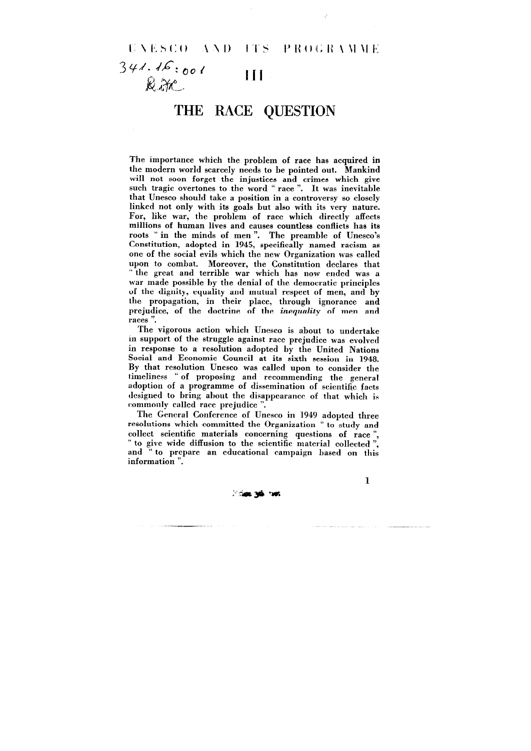UNESCO AND ITS PROGRAMME

341.16:001

III

# THE RACE QUESTION

The importance which the problem of race has acquired in the modern world scarcely needs to be pointed out. Mankind will not soon forget the injustices and crimes which give such tragic overtones to the word " race ". It was inevitable that Unesco should take a position in a controversy so closely linked not only with its goals but also with its very nature. For, like war, the problem of race which directly affects millions of human lives and causes countless conflicts has its roots " in the minds of men ". The preamble of Unesco's Constitution, adopted in 1945, specifically named racism as one of the social evils which the new Organization was called upon to combat. Moreover, the Constitution declares that " the great and terrible war which has now ended was a war made possible by the denial of the democratic principles of the dignity, equality and mutual respect of men, and by the propagation, in their place, through ignorance and prejudice, of the doctrine of the *inequality* of men and races ".

The vigorous action which Unesco is about to undertake in support of the struggle against race prejudice was evolved in response to a resolution adopted by the United Nations Social and Economic Council at its sixth session in 1948. By that resolution Unesco was called upon to consider the timeliness " of proposing and recommending the general adoption of a programme of dissemination of scientific facts designed to bring about the disappearance of that which is commonly called race prejudice ".

The General Conference of Unesco in 1949 adopted three resolutions which committed the Organization " to study and collect scientific materials concerning questions of race ", " to give wide diffusion to the scientific material collected ", and " to prepare an educational campaign based on this information ".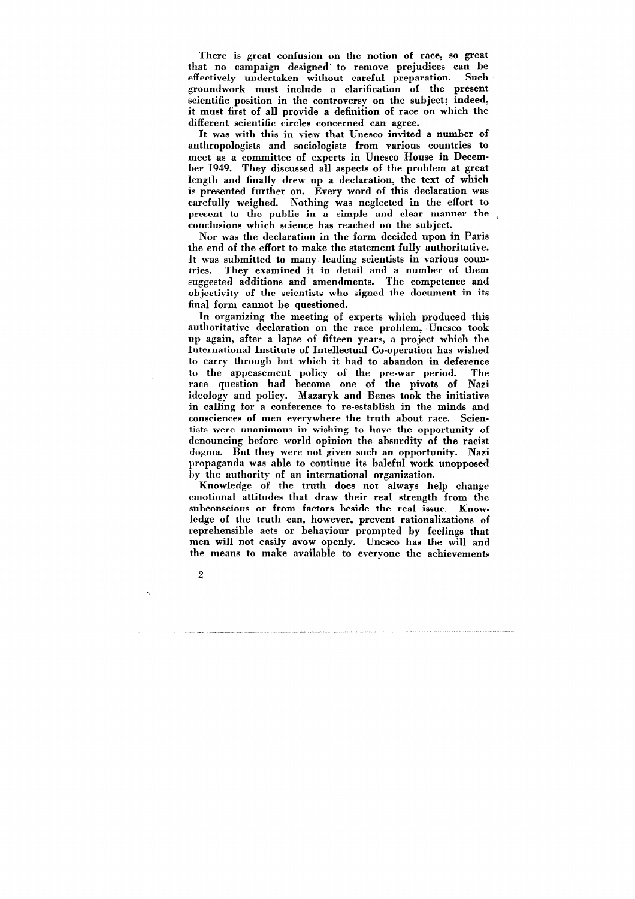There is great confusion on the notion of race, so great that no campaign designed to remove prejudices can be effectively undertaken without careful preparation. Such groundwork must include a clarification of the present scientific position in the controversy on the subject; indeed, it must first of all provide a definition of race on which the different scientific circles concerned can agree.

It was with this in view that Unesco invited a number of anthropologists and sociologists from various countries to meet as a committee of experts in Unesco House in December 1949. They discussed all aspects of the problem at great length and finally drew up a declaration, the text of which is presented further on. Every word of this declaration was carefully weighed. Nothing was neglected in the effort to present to the public in a simple and clear manner the conclusions which science has reached on the subject.

Nor was the declaration in the form decided upon in Paris the end of the effort to make the statement fully authoritative. It was submitted to many leading scientists in various countries. They examined it in detail and a number of them suggested additions and amendments. The competence and objectivity of the scientists who signed the document in its final form cannot be questioned.

In organizing the meeting of experts which produced this authoritative declaration on the race problem, Unesco took up again, after a lapse of fifteen years, a project which the International Institute of Intellectual Co-operation has wished to carry through but which it had to abandon in deference to the appeasement policy of the pre-war period. The race question had become one of the pivots of Nazi ideology and policy. Mazaryk and Benes took the initiative in calling for a conference to re-establish in the minds and consciences of men everywhere the truth about race. Scientists were unanimous in wishing to have the opportunity of denouncing before world opinion the absurdity of the racist dogma. But they were not given such an opportunity. Nazi propaganda was able to continue its baleful work unopposed by the authority of an international organization.

Knowledge of the truth does not always help change emotional attitudes that draw their real strength from the subconscious or from factors beside the real issue. Knowledge of the truth can, however, prevent rationalizations of reprehensible acts or behaviour prompted by feelings that men will not easily avow openly. Unesco has the will and the means to make available to everyone the achievements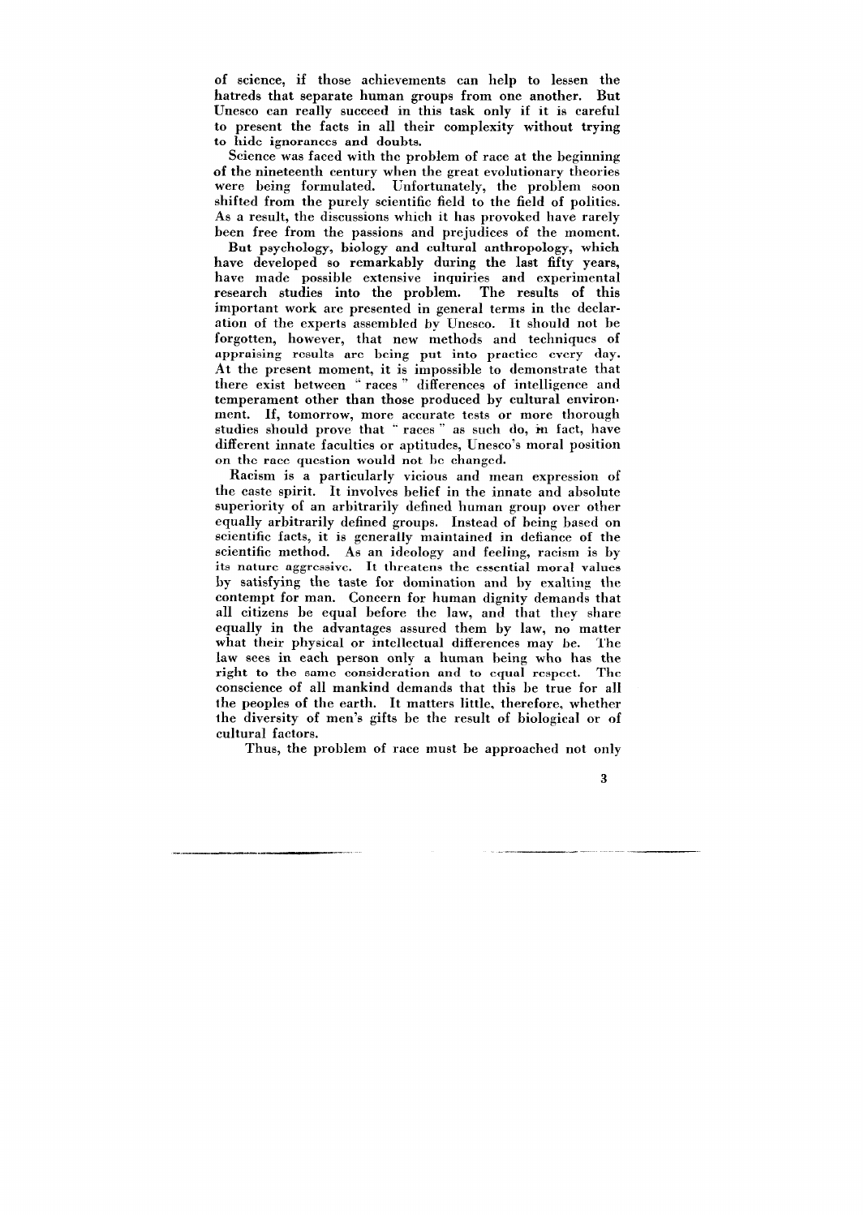of science, if those achievements can help to lessen the hatreds that separate human groups from one another. But Unesco can really succeed in this task only if it is careful to present the facts in all their complexity without trying to hide ignorances and doubts.

Science was faced with the problem of race at the beginning of the nineteenth century when the great evolutionary theories were being formulated. Unfortunately, the problem soon shifted from the purely scientific field to the field of politics. As a result, the discussions which it has provoked have rarely been free from the passions and prejudices of the moment.

But psychology, biology and cultural anthropology, which have developed so remarkably during the last fifty years, have made possible extensive inquiries and experimental research studies into the problem. The results of this important work are presented in general terms in the declaration of the experts assembled by Unesco. It should not be forgotten, however, that new methods and techniques of appraising results are being put into practice every day. At the present moment, it is impossible to demonstrate that there exist between " races " differences of intelligence and temperament other than those produced by cultural environment. If, tomorrow, more accurate tests or more thorough studies should prove that " races " as such do, in fact, have different innate faculties or aptitudes, Unesco's moral position on the race question would not be changed.

Racism is a particularly vicious and mean expression of the caste spirit. It involves belief in the innate and absolute superiority of an arbitrarily defined human group over other equally arbitrarily defined groups. Instead of being based on scientific facts, it is generally maintained in defiance of the scientific method. As an ideology and feeling, racism is by its nature aggressive. It threatens the essential moral values by satisfying the taste for domination and by exalting the contempt for man. Concern for human dignity demands that all citizens be equal before the law, and that they share equally in the advantages assured them by law, no matter what their physical or intellectual differences may be. The law sees in each person only a human being who has the right to the same consideration and to equal respect. The conscience of all mankind demands that this be true for all the peoples of the earth. It matters little, therefore, whether the diversity of men's gifts be the result of biological or of cultural factors.

Thus, the problem of race must be approached not only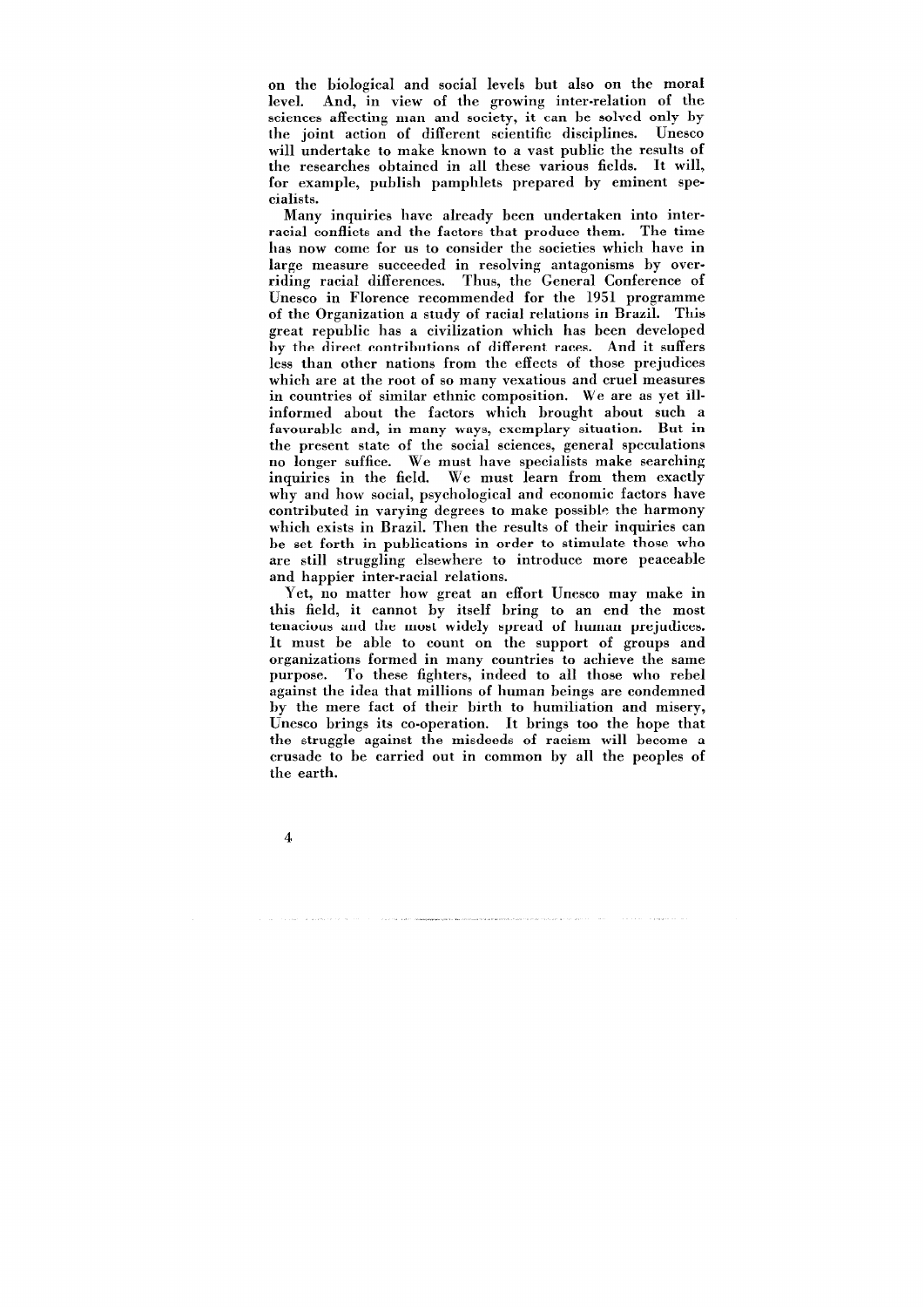on the biological and social levels but also on the moral level. And, in view of the growing inter-relation of the sciences affecting man and society, it can be solved only by the joint action of different scientific disciplines. Unesco will undertake to make known to a vast public the results of the researches obtained in all these various fields. It will, for example, publish pamphlets prepared by eminent specialists.

Many inquiries have already been undertaken into inter-racial conflicts and the factors that produce them. The time has now come for us to consider the societies which have in large measure succeeded in resolving antagonisms by overriding racial differences. Thus, the General Conference of Unesco in Florence recommended for the 1951 programme of the Organization a study of racial relations in Brazil. This great republic has a civilization which has been developed by the direct contributions of different races. And it suffers less than other nations from the effects of those prejudices which are at the root of so many vexatious and cruel measures in countries of similar ethnic composition. We are as yet ill-informed about the factors which brought about such a favourable and, in many ways, exemplary situation. But in the present state of the social sciences, general speculations no longer suffice. We must have specialists make searching inquiries in the field. We must learn from them exactly why and how social, psychological and economic factors have contributed in varying degrees to make possible the harmony which exists in Brazil. Then the results of their inquiries can be set forth in publications in order to stimulate those who are still struggling elsewhere to introduce more peaceable and happier inter-racial relations.

Yet, no matter how great an effort Unesco may make in this field, it cannot by itself bring to an end the most tenacious and the most widely spread of human prejudices. It must be able to count on the support of groups and organizations formed in many countries to achieve the same purpose. To these fighters, indeed to all those who rebel against the idea that millions of human beings are condemned by the mere fact of their birth to humiliation and misery, Unesco brings its co-operation. It brings too the hope that the struggle against the misdeeds of racism will become a crusade to be carried out in common by all the peoples of the earth.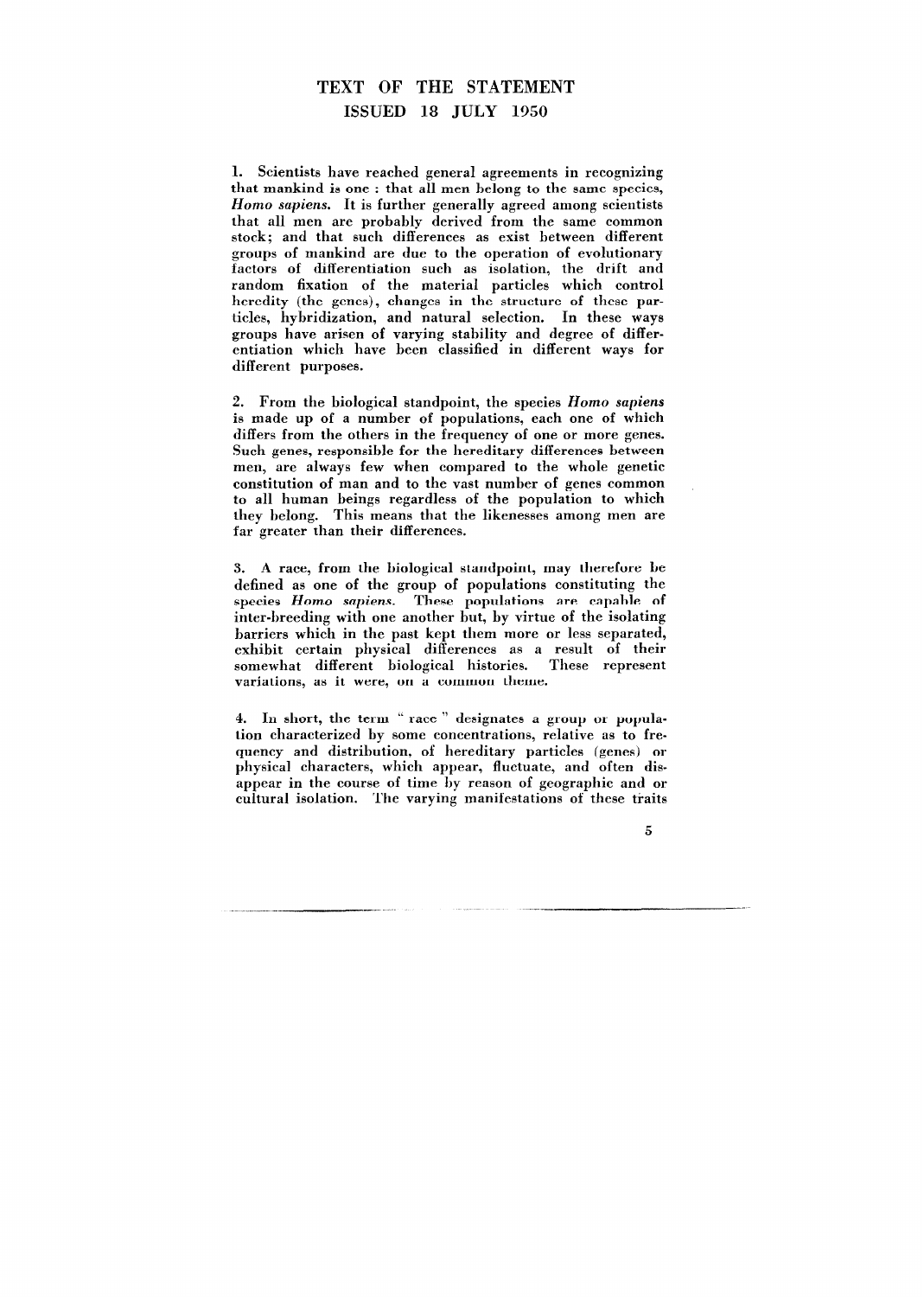## TEXT OF THE STATEMENT
### ISSUED 18 JULY 1950

1. Scientists have reached general agreements in recognizing that mankind is one : that all men belong to the same species, *Homo sapiens*. It is further generally agreed among scientists that all men are probably derived from the same common stock; and that such differences as exist between different groups of mankind are due to the operation of evolutionary factors of differentiation such as isolation, the drift and random fixation of the material particles which control heredity (the genes), changes in the structure of these particles, hybridization, and natural selection. In these ways groups have arisen of varying stability and degree of differentiation which have been classified in different ways for different purposes.

2. From the biological standpoint, the species *Homo sapiens* is made up of a number of populations, each one of which differs from the others in the frequency of one or more genes. Such genes, responsible for the hereditary differences between men, are always few when compared to the whole genetic constitution of man and to the vast number of genes common to all human beings regardless of the population to which they belong. This means that the likenesses among men are far greater than their differences.

3. A race, from the biological standpoint, may therefore be defined as one of the group of populations constituting the species *Homo sapiens*. These populations are capable of inter-breeding with one another but, by virtue of the isolating barriers which in the past kept them more or less separated, exhibit certain physical differences as a result of their somewhat different biological histories. These represent variations, as it were, on a common theme.

4. In short, the term " race " designates a group or population characterized by some concentrations, relative as to frequency and distribution, of hereditary particles (genes) or physical characters, which appear, fluctuate, and often disappear in the course of time by reason of geographic and or cultural isolation. The varying manifestations of these traits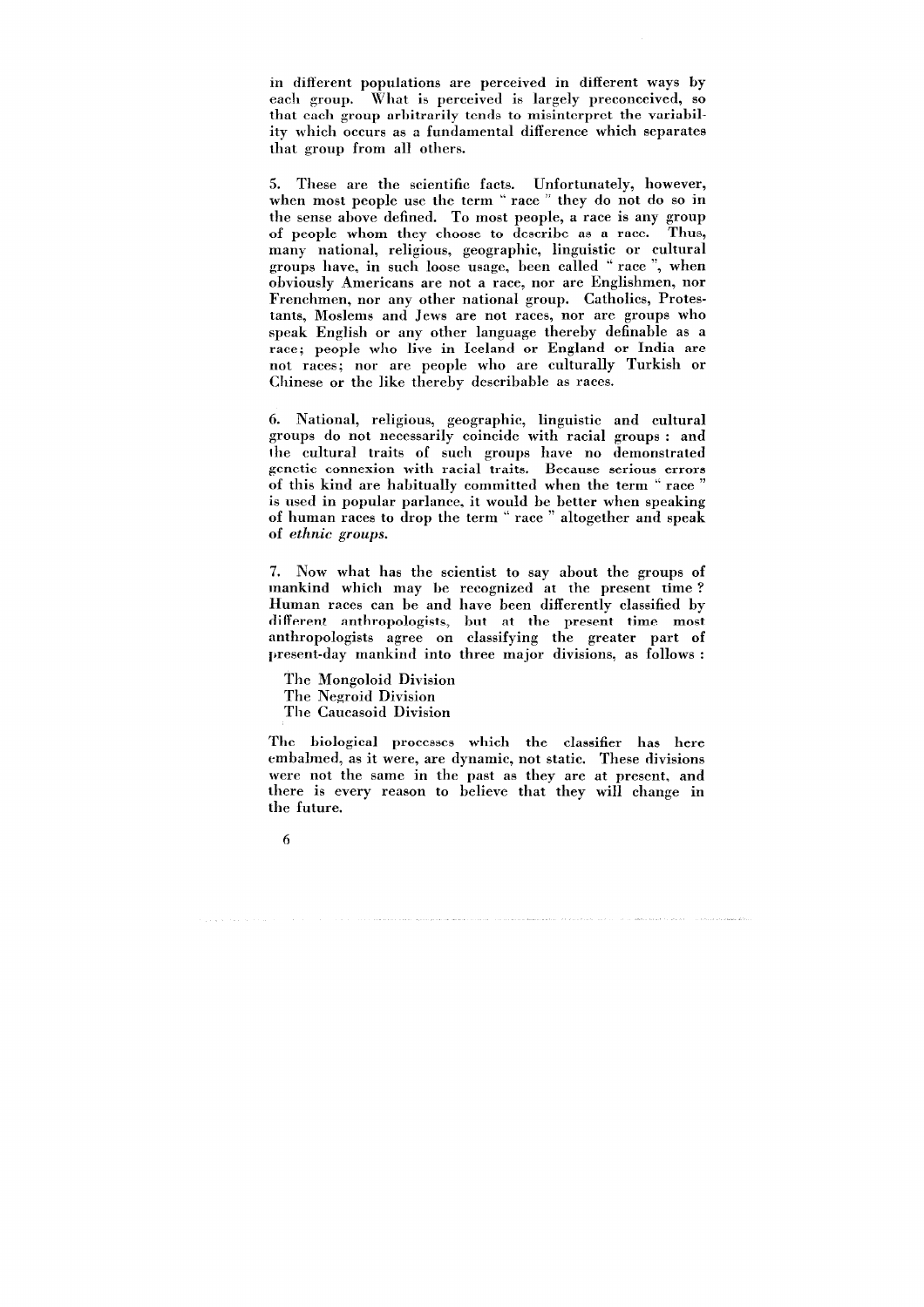in different populations are perceived in different ways by each group. What is perceived is largely preconceived, so that each group arbitrarily tends to misinterpret the variability which occurs as a fundamental difference which separates that group from all others.

5. These are the scientific facts. Unfortunately, however, when most people use the term " race " they do not do so in the sense above defined. To most people, a race is any group of people whom they choose to describe as a race. Thus, many national, religious, geographic, linguistic or cultural groups have, in such loose usage, been called " race ", when obviously Americans are not a race, nor are Englishmen, nor Frenchmen, nor any other national group. Catholics, Protestants, Moslems and Jews are not races, nor are groups who speak English or any other language thereby definable as a race; people who live in Iceland or England or India are not races; nor are people who are culturally Turkish or Chinese or the like thereby describable as races.

6. National, religious, geographic, linguistic and cultural groups do not necessarily coincide with racial groups : and the cultural traits of such groups have no demonstrated genetic connexion with racial traits. Because serious errors of this kind are habitually committed when the term " race " is used in popular parlance, it would be better when speaking of human races to drop the term " race " altogether and speak of *ethnic groups*.

7. Now what has the scientist to say about the groups of mankind which may be recognized at the present time ? Human races can be and have been differently classified by different anthropologists, but at the present time most anthropologists agree on classifying the greater part of present-day mankind into three major divisions, as follows :

The Mongoloid Division  
The Negroid Division  
The Caucasoid Division

The biological processes which the classifier has here embalmed, as it were, are dynamic, not static. These divisions were not the same in the past as they are at present, and there is every reason to believe that they will change in the future.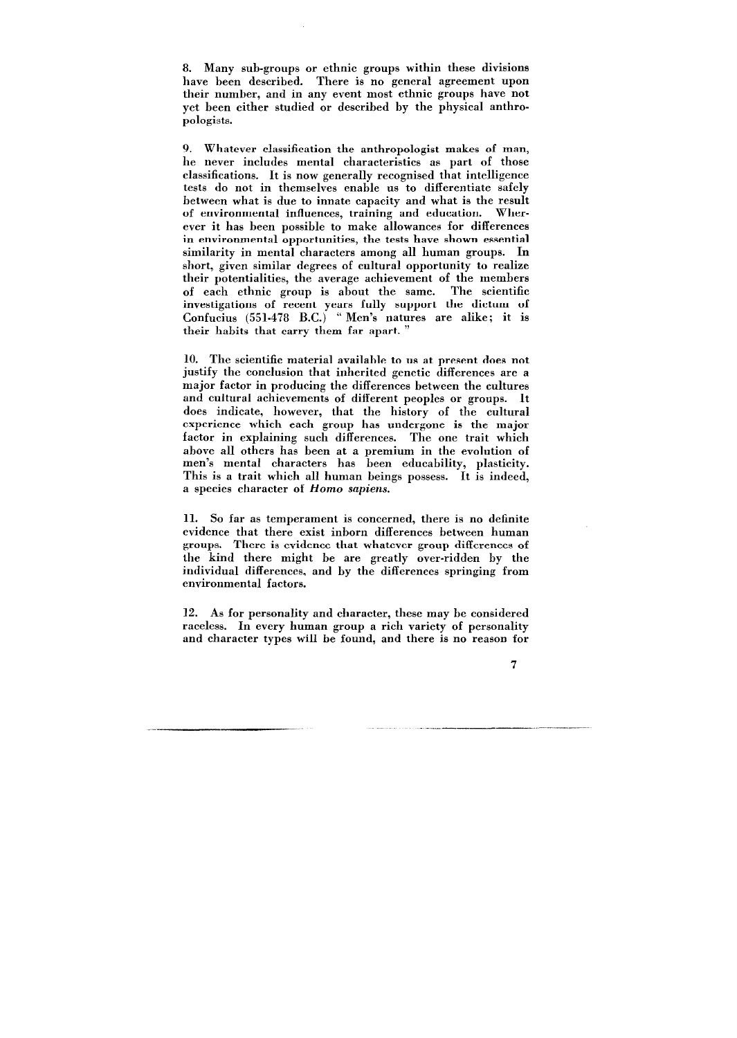8. Many sub-groups or ethnic groups within these divisions have been described. There is no general agreement upon their number, and in any event most ethnic groups have not yet been either studied or described by the physical anthropologists.

9. Whatever classification the anthropologist makes of man, he never includes mental characteristics as part of those classifications. It is now generally recognised that intelligence tests do not in themselves enable us to differentiate safely between what is due to innate capacity and what is the result of environmental influences, training and education. Wherever it has been possible to make allowances for differences in environmental opportunities, the tests have shown essential similarity in mental characters among all human groups. In short, given similar degrees of cultural opportunity to realize their potentialities, the average achievement of the members of each ethnic group is about the same. The scientific investigations of recent years fully support the dictum of Confucius (551-478 B.C.) " Men's natures are alike; it is their habits that carry them far apart. "

10. The scientific material available to us at present does not justify the conclusion that inherited genetic differences are a major factor in producing the differences between the cultures and cultural achievements of different peoples or groups. It does indicate, however, that the history of the cultural experience which each group has undergone is the major factor in explaining such differences. The one trait which above all others has been at a premium in the evolution of men's mental characters has been educability, plasticity. This is a trait which all human beings possess. It is indeed, a species character of *Homo sapiens.*

11. So far as temperament is concerned, there is no definite evidence that there exist inborn differences between human groups. There is evidence that whatever group differences of the kind there might be are greatly over-ridden by the individual differences, and by the differences springing from environmental factors.

12. As for personality and character, these may be considered raceless. In every human group a rich variety of personality and character types will be found, and there is no reason for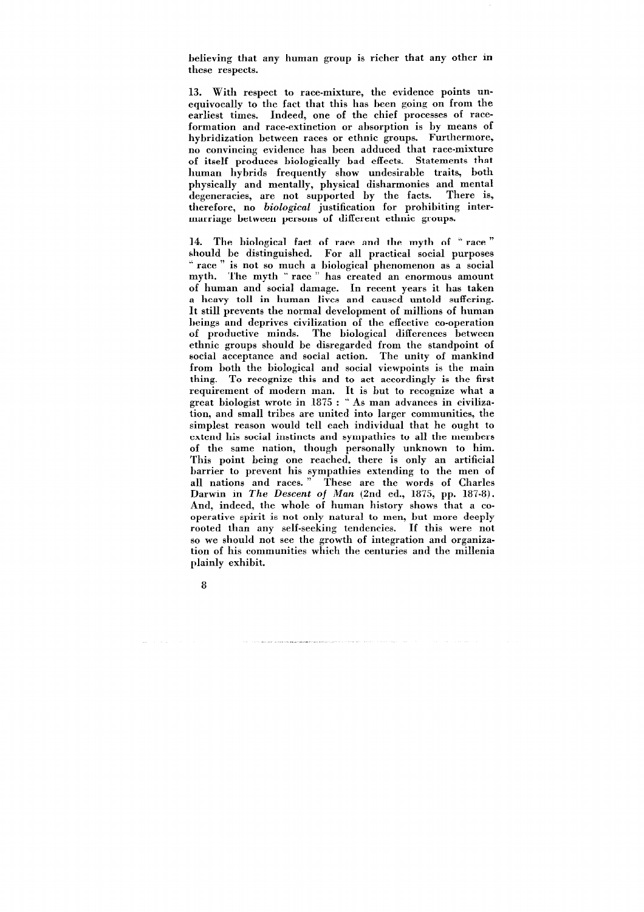believing that any human group is richer that any other in these respects.

13. With respect to race-mixture, the evidence points unequivocally to the fact that this has been going on from the earliest times. Indeed, one of the chief processes of race-formation and race-extinction or absorption is by means of hybridization between races or ethnic groups. Furthermore, no convincing evidence has been adduced that race-mixture of itself produces biologically bad effects. Statements that human hybrids frequently show undesirable traits, both physically and mentally, physical disharmonies and mental degeneracies, are not supported by the facts. There is, therefore, no *biological* justification for prohibiting intermarriage between persons of different ethnic groups.

14. The biological fact of race and the myth of " race " should be distinguished. For all practical social purposes " race " is not so much a biological phenomenon as a social myth. The myth " race " has created an enormous amount of human and social damage. In recent years it has taken a heavy toll in human lives and caused untold suffering. It still prevents the normal development of millions of human beings and deprives civilization of the effective co-operation of productive minds. The biological differences between ethnic groups should be disregarded from the standpoint of social acceptance and social action. The unity of mankind from both the biological and social viewpoints is the main thing. To recognize this and to act accordingly is the first requirement of modern man. It is but to recognize what a great biologist wrote in 1875 : " As man advances in civilization, and small tribes are united into larger communities, the simplest reason would tell each individual that he ought to extend his social instincts and sympathies to all the members of the same nation, though personally unknown to him. This point being one reached, there is only an artificial barrier to prevent his sympathies extending to the men of all nations and races. " These are the words of Charles Darwin in *The Descent of Man* (2nd ed., 1875, pp. 187-8). And, indeed, the whole of human history shows that a co-operative spirit is not only natural to men, but more deeply rooted than any self-seeking tendencies. If this were not so we should not see the growth of integration and organization of his communities which the centuries and the millenia plainly exhibit.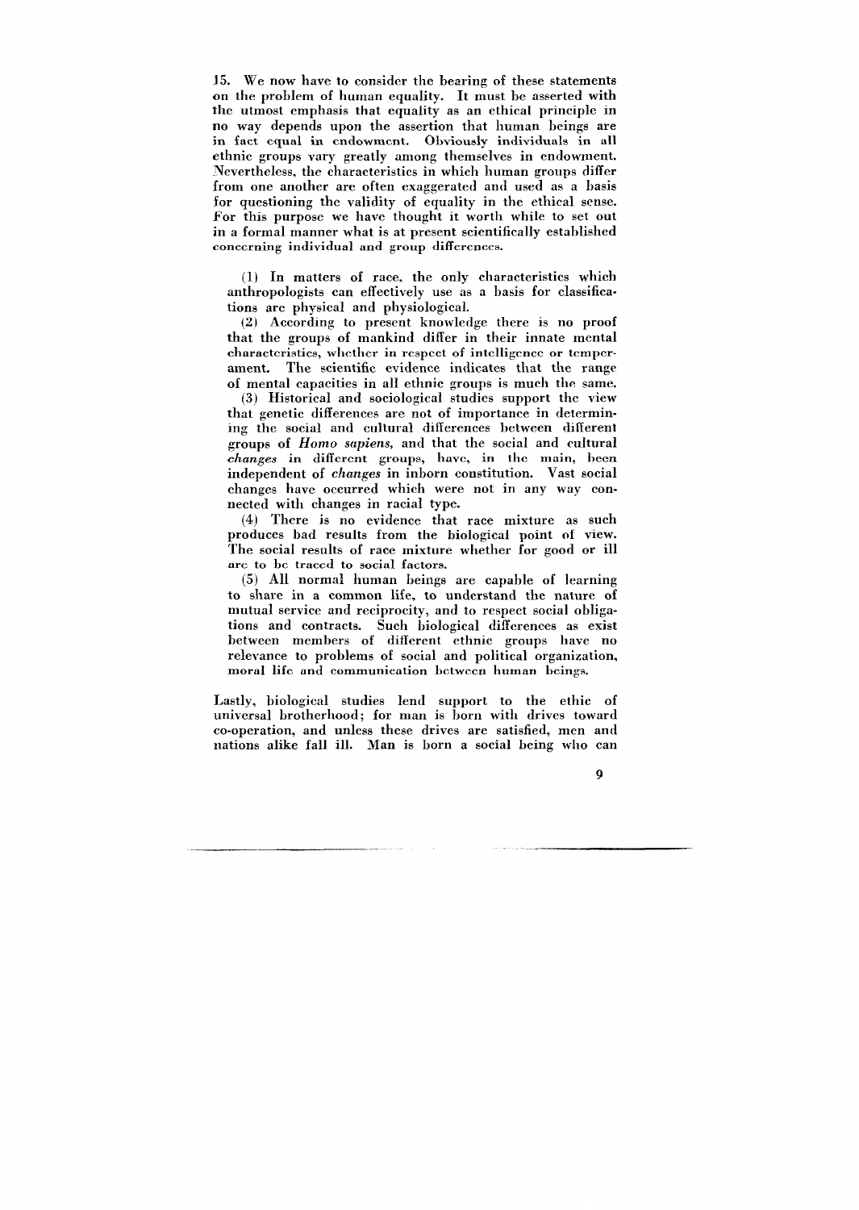15. We now have to consider the bearing of these statements on the problem of human equality. It must be asserted with the utmost emphasis that equality as an ethical principle in no way depends upon the assertion that human beings are in fact equal in endowment. Obviously individuals in all ethnic groups vary greatly among themselves in endowment. Nevertheless, the characteristics in which human groups differ from one another are often exaggerated and used as a basis for questioning the validity of equality in the ethical sense. For this purpose we have thought it worth while to set out in a formal manner what is at present scientifically established concerning individual and group differences.

(1) In matters of race, the only characteristics which anthropologists can effectively use as a basis for classifications are physical and physiological.

(2) According to present knowledge there is no proof that the groups of mankind differ in their innate mental characteristics, whether in respect of intelligence or temperament. The scientific evidence indicates that the range of mental capacities in all ethnic groups is much the same.

(3) Historical and sociological studies support the view that genetic differences are not of importance in determining the social and cultural differences between different groups of *Homo sapiens*, and that the social and cultural *changes* in different groups have, in the main, been independent of *changes* in inborn constitution. Vast social changes have occurred which were not in any way connected with changes in racial type.

(4) There is no evidence that race mixture as such produces bad results from the biological point of view. The social results of race mixture whether for good or ill are to be traced to social factors.

(5) All normal human beings are capable of learning to share in a common life, to understand the nature of mutual service and reciprocity, and to respect social obligations and contracts. Such biological differences as exist between members of different ethnic groups have no relevance to problems of social and political organization, moral life and communication between human beings.

Lastly, biological studies lend support to the ethic of universal brotherhood; for man is born with drives toward co-operation, and unless these drives are satisfied, men and nations alike fall ill. Man is born a social being who can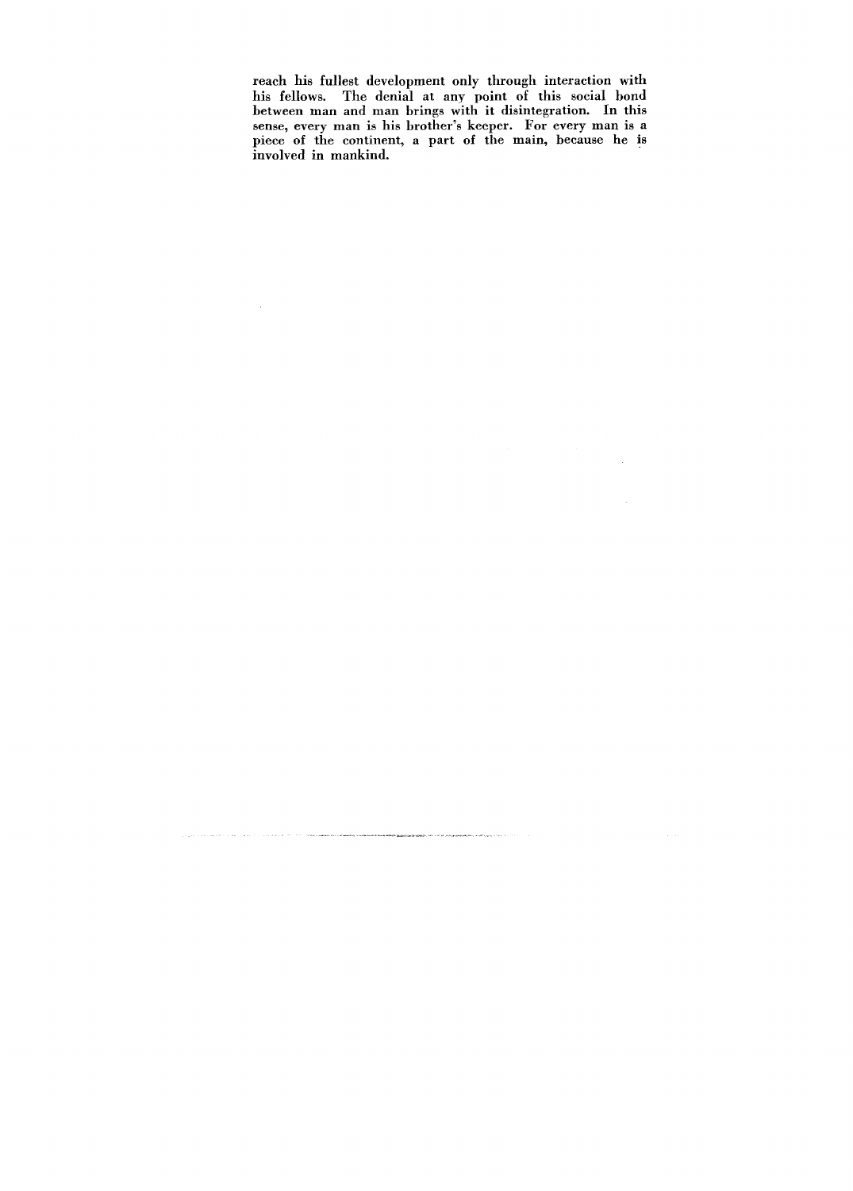reach his fullest development only through interaction with his fellows. The denial at any point of this social bond between man and man brings with it disintegration. In this sense, every man is his brother's keeper. For every man is a piece of the continent, a part of the main, because he is involved in mankind.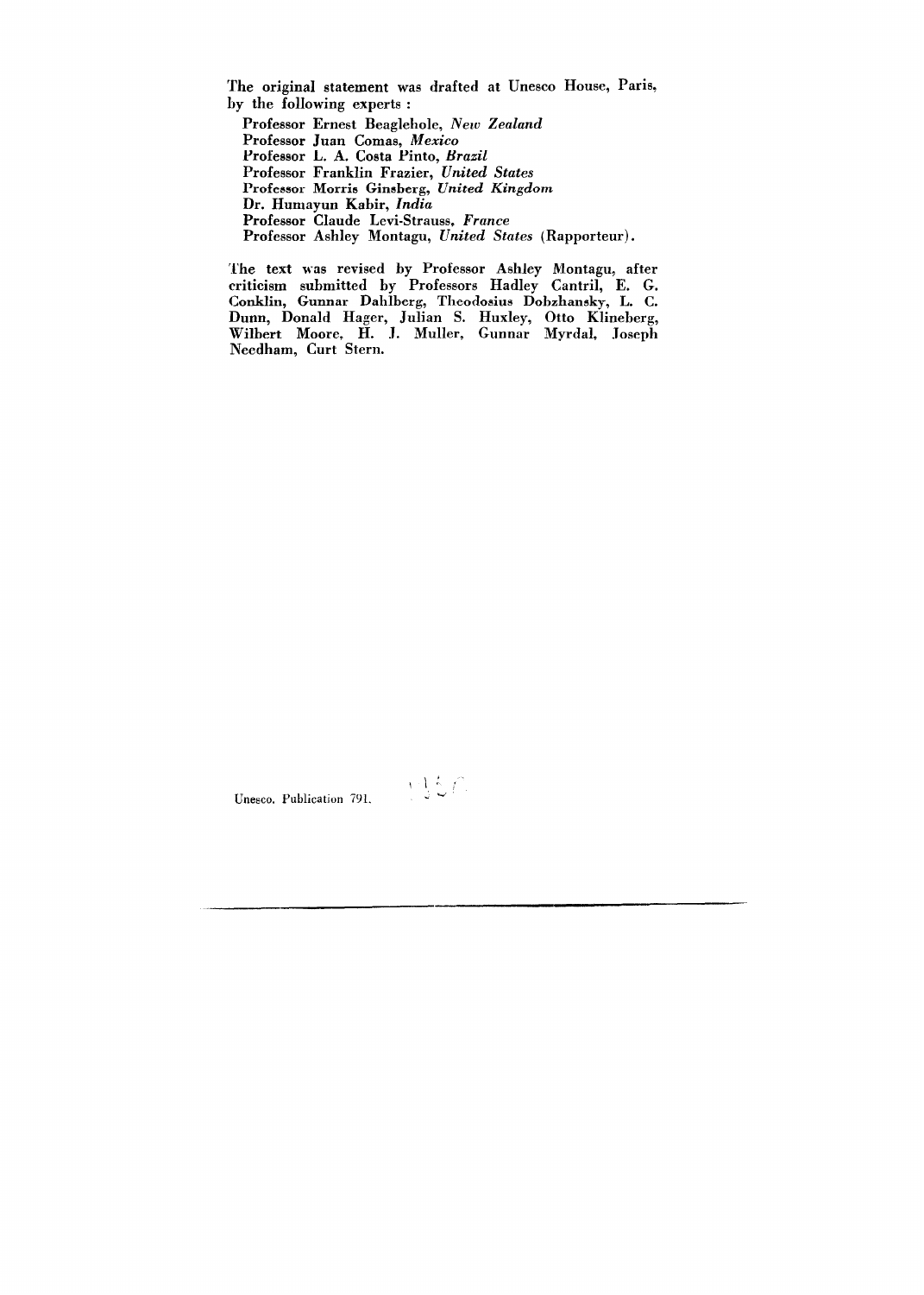The original statement was drafted at Unesco House, Paris, by the following experts :

Professor Ernest Beaglehole, *New Zealand*
Professor Juan Comas, *Mexico*
Professor L. A. Costa Pinto, *Brazil*
Professor Franklin Frazier, *United States*
Professor Morris Ginsberg, *United Kingdom*
Dr. Humayun Kabir, *India*
Professor Claude Levi-Strauss, *France*
Professor Ashley Montagu, *United States* (Rapporteur).

The text was revised by Professor Ashley Montagu, after criticism submitted by Professors Hadley Cantril, E. G. Conklin, Gunnar Dahlberg, Theodosius Dobzhansky, L. C. Dunn, Donald Hager, Julian S. Huxley, Otto Klineberg, Wilbert Moore, H. J. Muller, Gunnar Myrdal, Joseph Needham, Curt Stern.

Unesco. Publication 791.